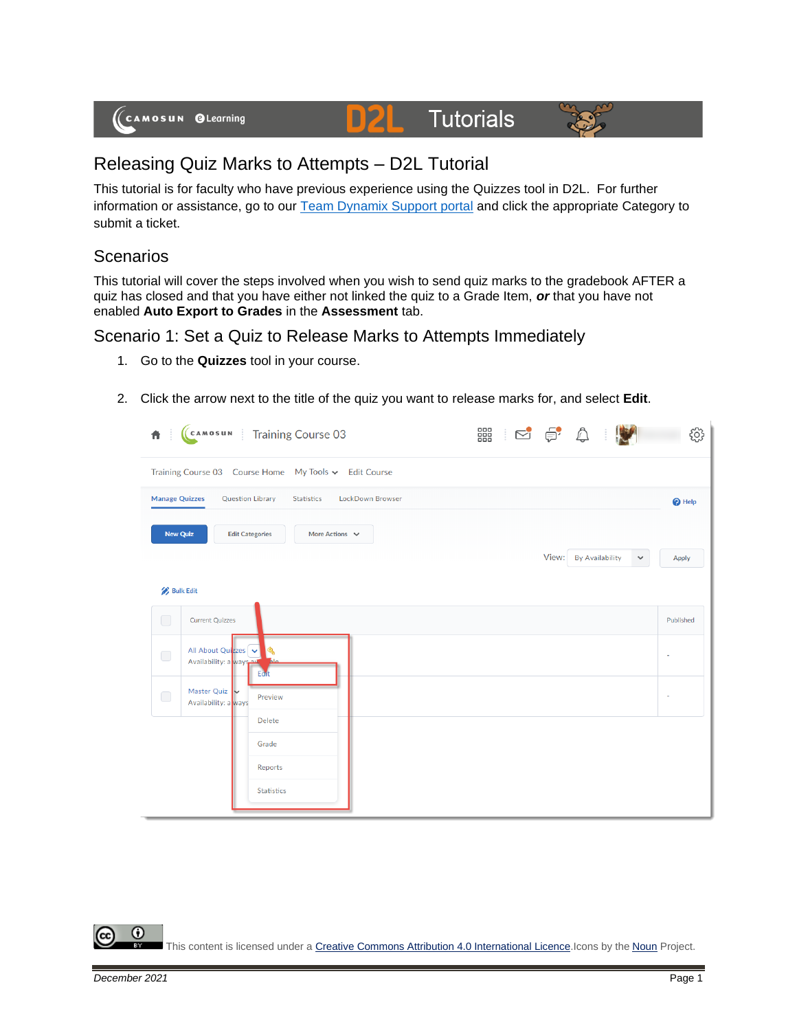# Releasing Quiz Marks to Attempts – D2L Tutorial

This tutorial is for faculty who have previous experience using the Quizzes tool in D2L. For further information or assistance, go to our Team Dynamix Support portal and click the appropriate Category to submit a ticket.

## Scenarios

This tutorial will cover the steps involved when you wish to send quiz marks to the gradebook AFTER a quiz has closed and that you have either not linked the quiz to a Grade Item, ***or*** that you have not enabled **Auto Export to Grades** in the **Assessment** tab.

## Scenario 1: Set a Quiz to Release Marks to Attempts Immediately

1. Go to the **Quizzes** tool in your course.
2. Click the arrow next to the title of the quiz you want to release marks for, and select **Edit**.

This content is licensed under a Creative Commons Attribution 4.0 International Licence.Icons by the Noun Project.

December 2021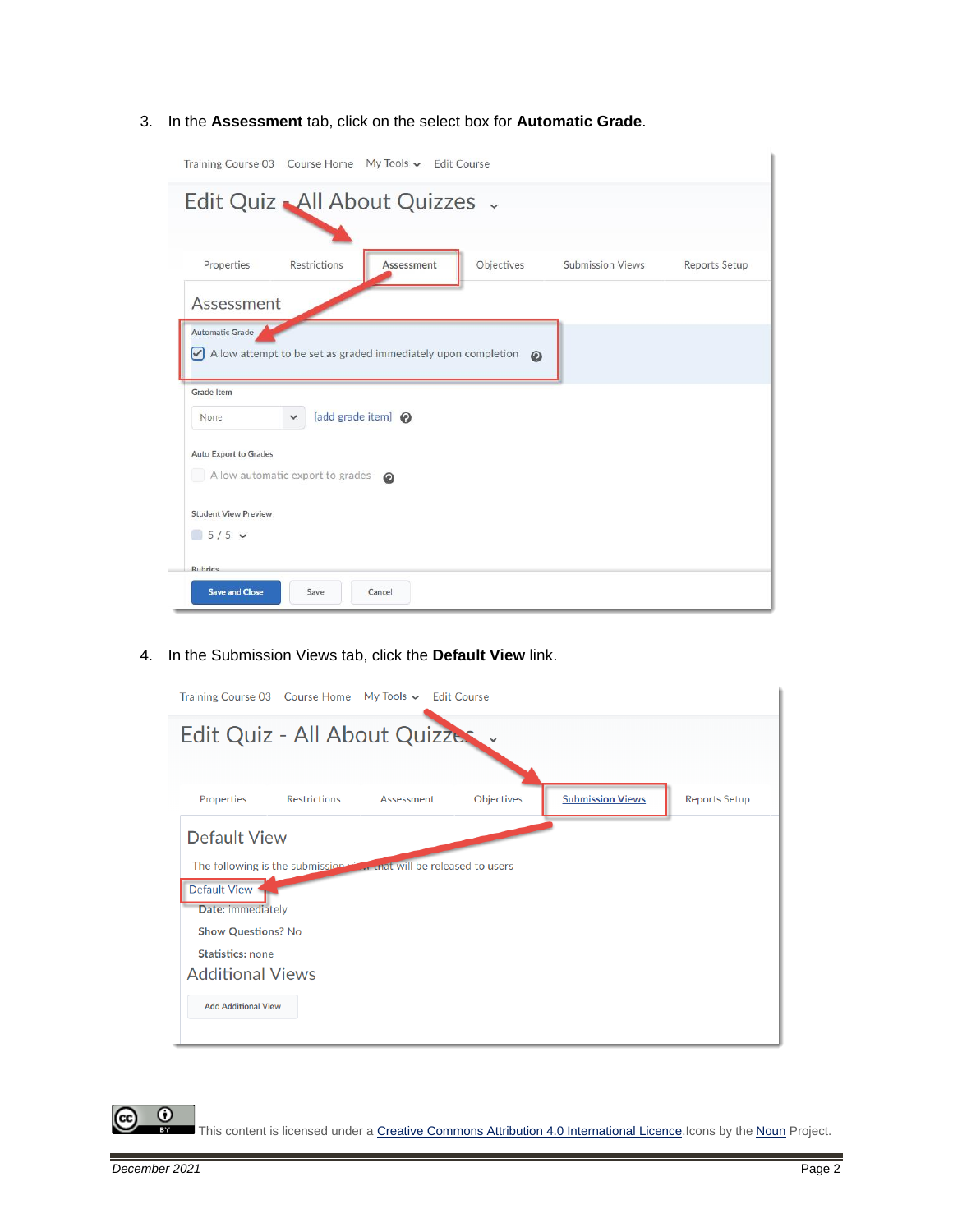3. In the **Assessment** tab, click on the select box for **Automatic Grade**.

4. In the Submission Views tab, click the **Default View** link.

This content is licensed under a Creative Commons Attribution 4.0 International Licence. Icons by the Noun Project.

*December 2021*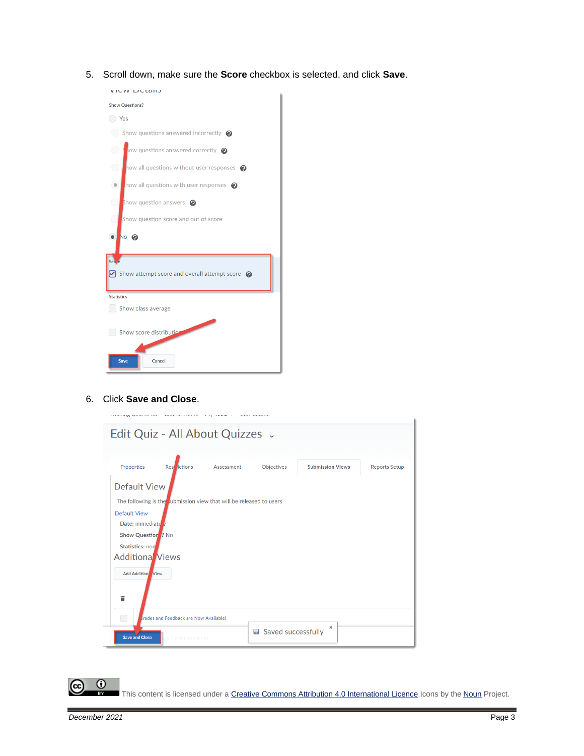5. Scroll down, make sure the **Score** checkbox is selected, and click **Save**.

6. Click **Save and Close**.

This content is licensed under a Creative Commons Attribution 4.0 International Licence.Icons by the Noun Project.

*December 2021*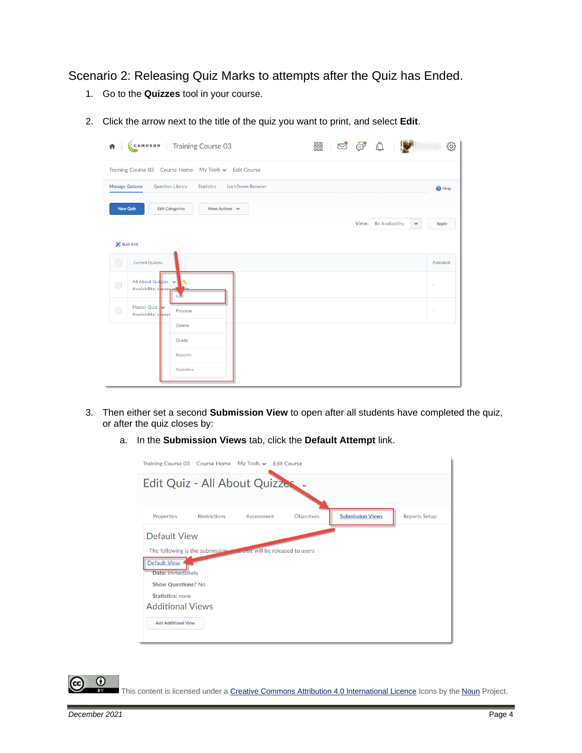## Scenario 2: Releasing Quiz Marks to attempts after the Quiz has Ended.

1. Go to the **Quizzes** tool in your course.
2. Click the arrow next to the title of the quiz you want to print, and select **Edit**.
3. Then either set a second **Submission View** to open after all students have completed the quiz, or after the quiz closes by:
   a. In the **Submission Views** tab, click the **Default Attempt** link.

This content is licensed under a Creative Commons Attribution 4.0 International Licence. Icons by the Noun Project.

December 2021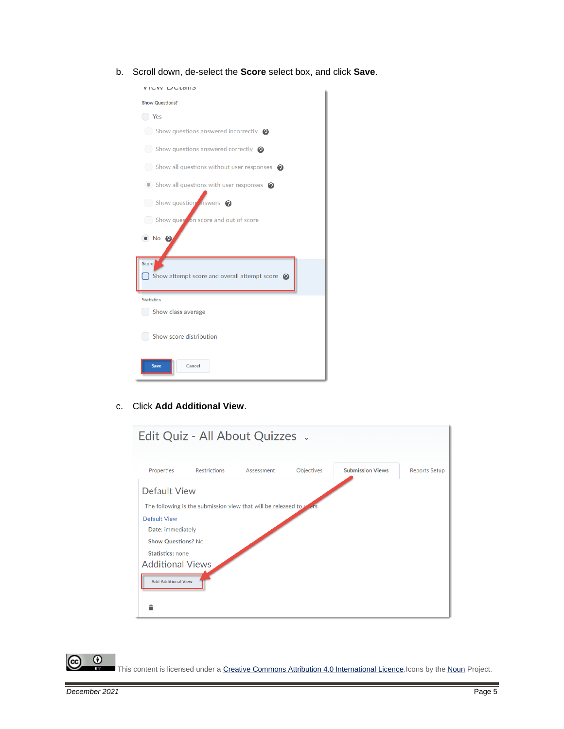b. Scroll down, de-select the **Score** select box, and click **Save**.

c. Click **Add Additional View**.

This content is licensed under a Creative Commons Attribution 4.0 International Licence. Icons by the Noun Project.

December 2021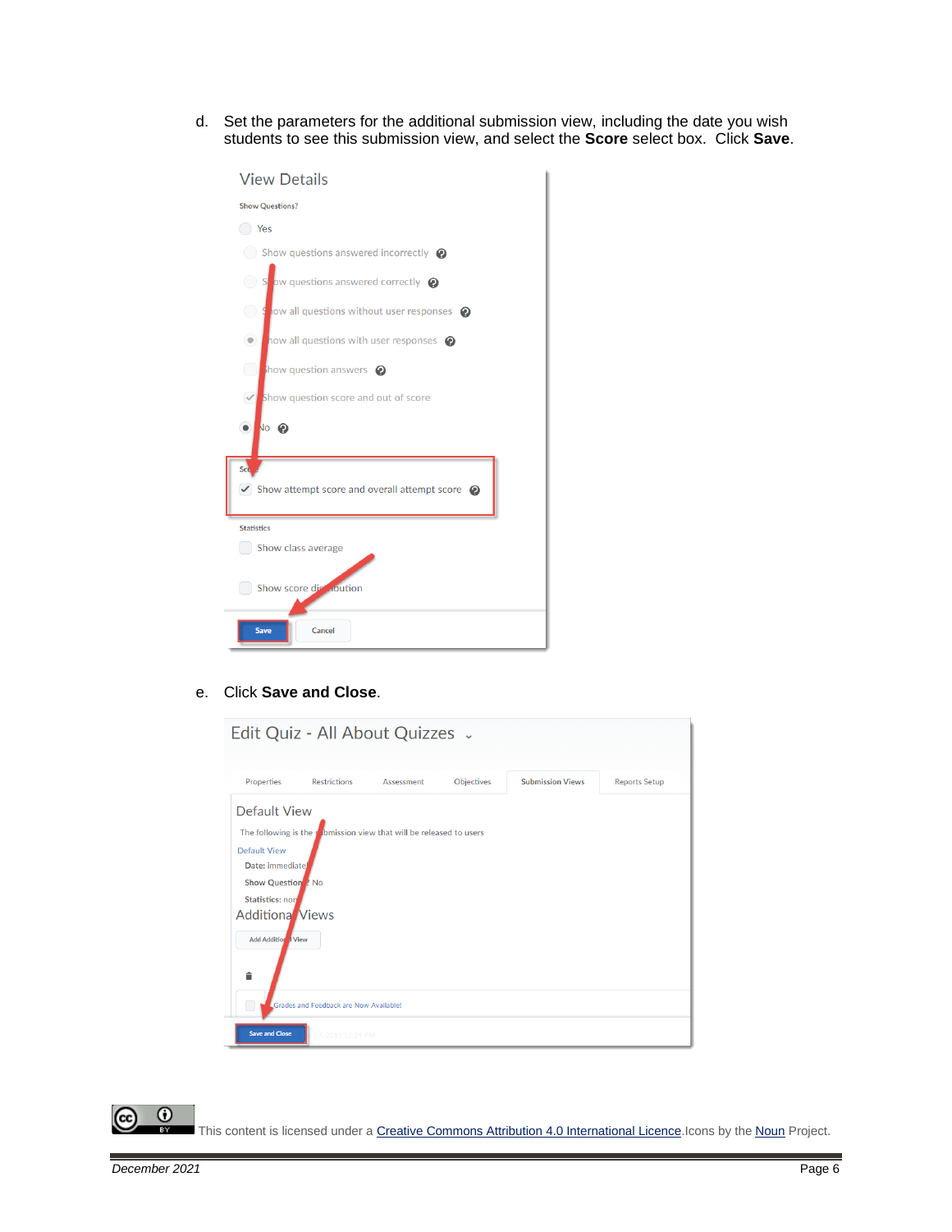d. Set the parameters for the additional submission view, including the date you wish students to see this submission view, and select the **Score** select box. Click **Save**.

e. Click **Save and Close**.

This content is licensed under a [Creative Commons Attribution 4.0 International Licence](). Icons by the [Noun]() Project.

*December 2021*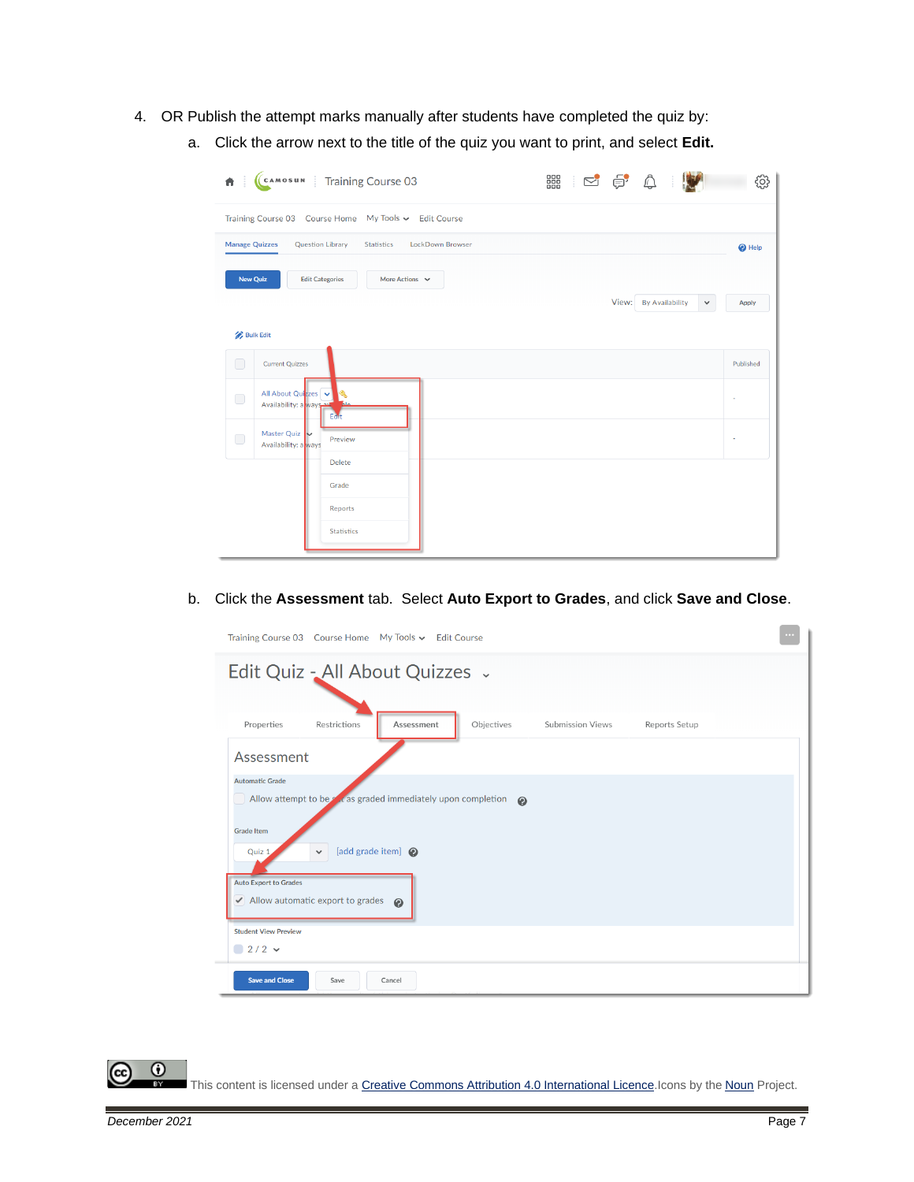4. OR Publish the attempt marks manually after students have completed the quiz by:
   a. Click the arrow next to the title of the quiz you want to print, and select **Edit.**
   b. Click the **Assessment** tab. Select **Auto Export to Grades**, and click **Save and Close**.

This content is licensed under a [Creative Commons Attribution 4.0 International Licence](). Icons by the [Noun]() Project.

*December 2021*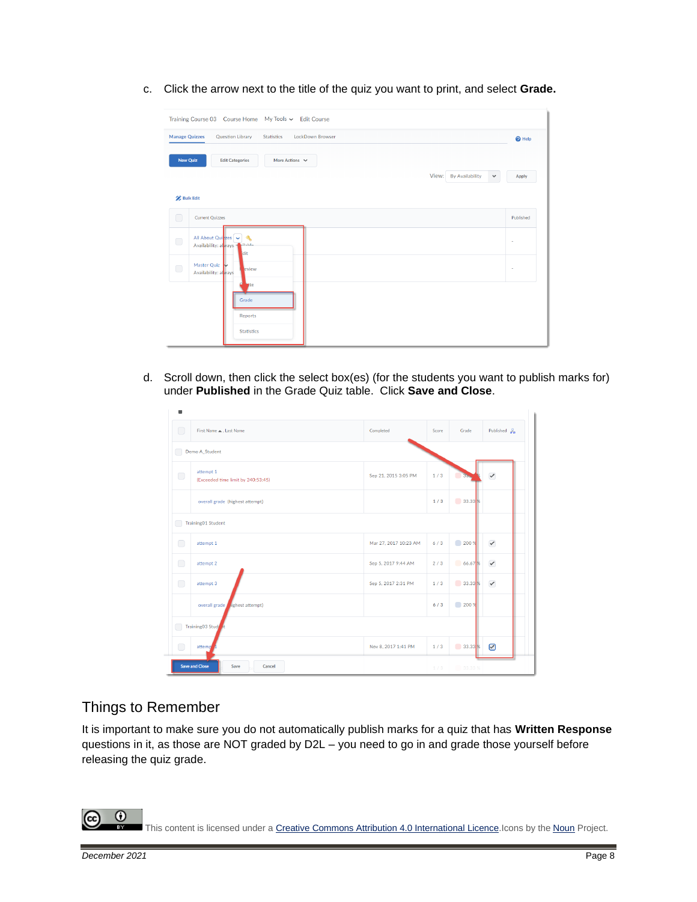c. Click the arrow next to the title of the quiz you want to print, and select **Grade.**

d. Scroll down, then click the select box(es) (for the students you want to publish marks for) under **Published** in the Grade Quiz table. Click **Save and Close**.

## Things to Remember

It is important to make sure you do not automatically publish marks for a quiz that has **Written Response** questions in it, as those are NOT graded by D2L – you need to go in and grade those yourself before releasing the quiz grade.

This content is licensed under a Creative Commons Attribution 4.0 International Licence.Icons by the Noun Project.

December 2021